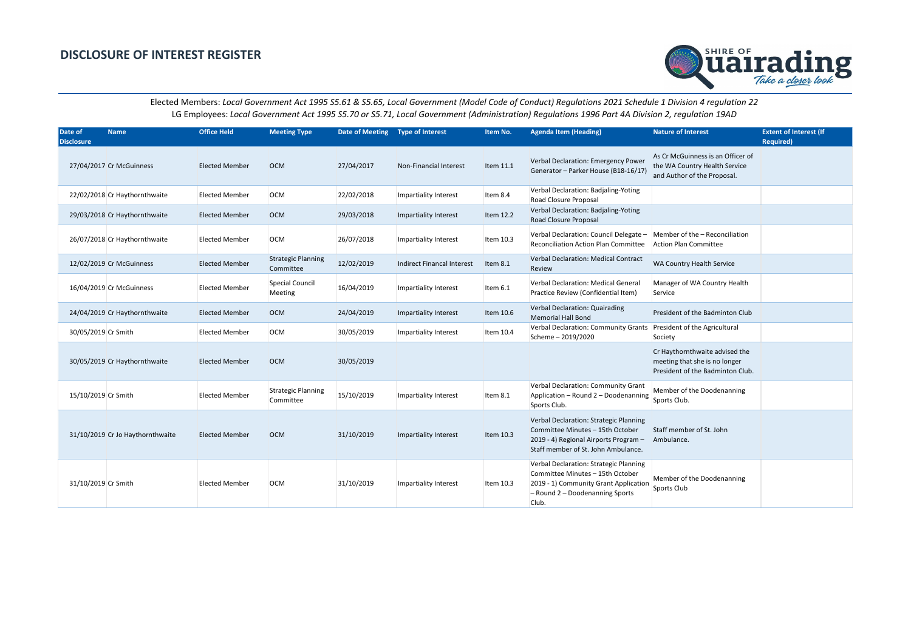# DISCLOSURE OF INTEREST REGISTER

Elected Members: *Local Government Act 1995 S5.61 & S5.65, Local Government (Model Code of Conduct) Regulations 2021 Schedule 1 Division 4 regulation 22*
LG Employees: *Local Government Act 1995 S5.70 or S5.71, Local Government (Administration) Regulations 1996 Part 4A Division 2, regulation 19AD*

| Date of Disclosure | Name | Office Held | Meeting Type | Date of Meeting | Type of Interest | Item No. | Agenda Item (Heading) | Nature of Interest | Extent of Interest (If Required) |
|---|---|---|---|---|---|---|---|---|---|
| 27/04/2017 | Cr McGuinness | Elected Member | OCM | 27/04/2017 | Non-Financial Interest | Item 11.1 | Verbal Declaration: Emergency Power Generator – Parker House (B18-16/17) | As Cr McGuinness is an Officer of the WA Country Health Service and Author of the Proposal. | |
| 22/02/2018 | Cr Haythornthwaite | Elected Member | OCM | 22/02/2018 | Impartiality Interest | Item 8.4 | Verbal Declaration: Badjaling-Yoting Road Closure Proposal | | |
| 29/03/2018 | Cr Haythornthwaite | Elected Member | OCM | 29/03/2018 | Impartiality Interest | Item 12.2 | Verbal Declaration: Badjaling-Yoting Road Closure Proposal | | |
| 26/07/2018 | Cr Haythornthwaite | Elected Member | OCM | 26/07/2018 | Impartiality Interest | Item 10.3 | Verbal Declaration: Council Delegate – Reconciliation Action Plan Committee | Member of the – Reconciliation Action Plan Committee | |
| 12/02/2019 | Cr McGuinness | Elected Member | Strategic Planning Committee | 12/02/2019 | Indirect Financal Interest | Item 8.1 | Verbal Declaration: Medical Contract Review | WA Country Health Service | |
| 16/04/2019 | Cr McGuinness | Elected Member | Special Council Meeting | 16/04/2019 | Impartiality Interest | Item 6.1 | Verbal Declaration: Medical General Practice Review (Confidential Item) | Manager of WA Country Health Service | |
| 24/04/2019 | Cr Haythornthwaite | Elected Member | OCM | 24/04/2019 | Impartiality Interest | Item 10.6 | Verbal Declaration: Quairading Memorial Hall Bond | President of the Badminton Club | |
| 30/05/2019 | Cr Smith | Elected Member | OCM | 30/05/2019 | Impartiality Interest | Item 10.4 | Verbal Declaration: Community Grants Scheme – 2019/2020 | President of the Agricultural Society | |
| 30/05/2019 | Cr Haythornthwaite | Elected Member | OCM | 30/05/2019 | | | | Cr Haythornthwaite advised the meeting that she is no longer President of the Badminton Club. | |
| 15/10/2019 | Cr Smith | Elected Member | Strategic Planning Committee | 15/10/2019 | Impartiality Interest | Item 8.1 | Verbal Declaration: Community Grant Application – Round 2 – Doodenanning Sports Club. | Member of the Doodenanning Sports Club. | |
| 31/10/2019 | Cr Jo Haythornthwaite | Elected Member | OCM | 31/10/2019 | Impartiality Interest | Item 10.3 | Verbal Declaration: Strategic Planning Committee Minutes – 15th October 2019 - 4) Regional Airports Program – Staff member of St. John Ambulance. | Staff member of St. John Ambulance. | |
| 31/10/2019 | Cr Smith | Elected Member | OCM | 31/10/2019 | Impartiality Interest | Item 10.3 | Verbal Declaration: Strategic Planning Committee Minutes – 15th October 2019 - 1) Community Grant Application – Round 2 – Doodenanning Sports Club. | Member of the Doodenanning Sports Club | |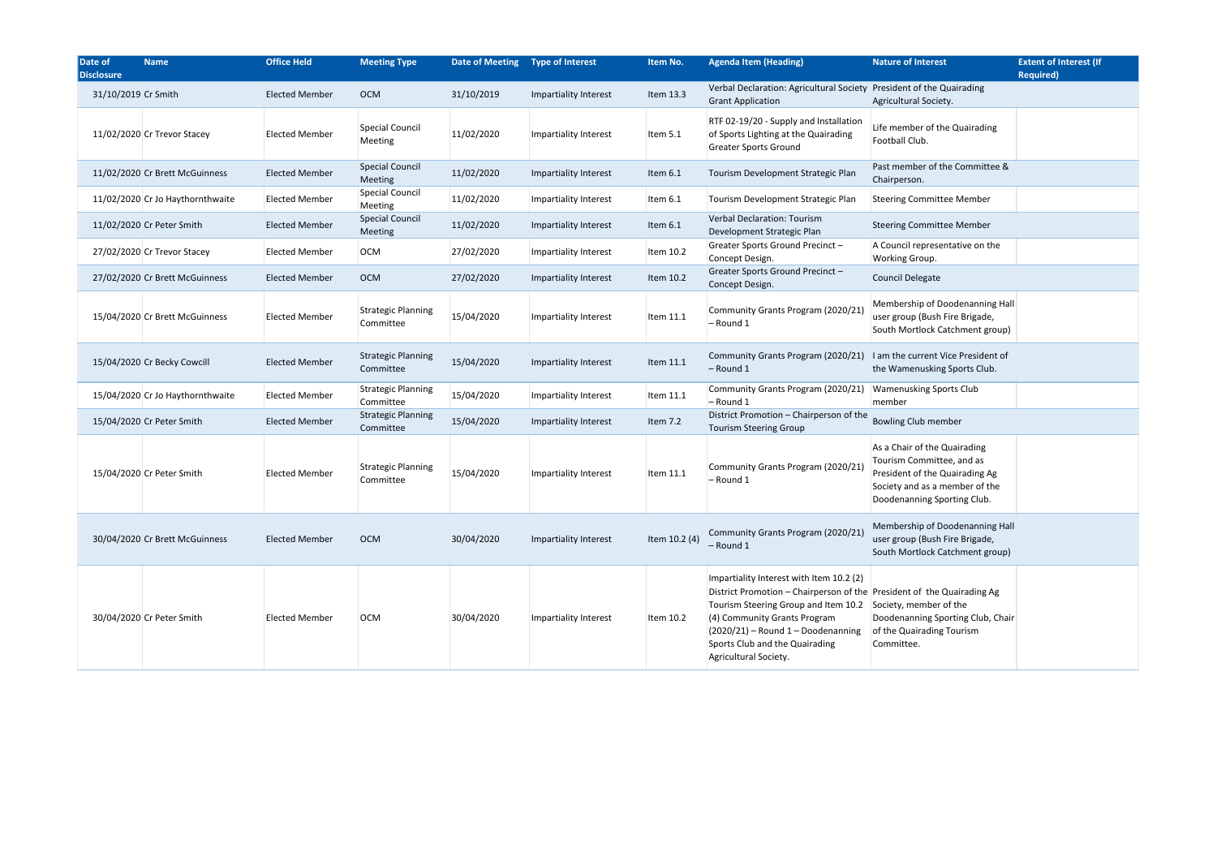| Date of Disclosure | Name | Office Held | Meeting Type | Date of Meeting | Type of Interest | Item No. | Agenda Item (Heading) | Nature of Interest | Extent of Interest (If Required) |
|---|---|---|---|---|---|---|---|---|---|
| 31/10/2019 | Cr Smith | Elected Member | OCM | 31/10/2019 | Impartiality Interest | Item 13.3 | Verbal Declaration: Agricultural Society Grant Application | President of the Quairading Agricultural Society. | |
| 11/02/2020 | Cr Trevor Stacey | Elected Member | Special Council Meeting | 11/02/2020 | Impartiality Interest | Item 5.1 | RTF 02-19/20 - Supply and Installation of Sports Lighting at the Quairading Greater Sports Ground | Life member of the Quairading Football Club. | |
| 11/02/2020 | Cr Brett McGuinness | Elected Member | Special Council Meeting | 11/02/2020 | Impartiality Interest | Item 6.1 | Tourism Development Strategic Plan | Past member of the Committee & Chairperson. | |
| 11/02/2020 | Cr Jo Haythornthwaite | Elected Member | Special Council Meeting | 11/02/2020 | Impartiality Interest | Item 6.1 | Tourism Development Strategic Plan | Steering Committee Member | |
| 11/02/2020 | Cr Peter Smith | Elected Member | Special Council Meeting | 11/02/2020 | Impartiality Interest | Item 6.1 | Verbal Declaration: Tourism Development Strategic Plan | Steering Committee Member | |
| 27/02/2020 | Cr Trevor Stacey | Elected Member | OCM | 27/02/2020 | Impartiality Interest | Item 10.2 | Greater Sports Ground Precinct – Concept Design. | A Council representative on the Working Group. | |
| 27/02/2020 | Cr Brett McGuinness | Elected Member | OCM | 27/02/2020 | Impartiality Interest | Item 10.2 | Greater Sports Ground Precinct – Concept Design. | Council Delegate | |
| 15/04/2020 | Cr Brett McGuinness | Elected Member | Strategic Planning Committee | 15/04/2020 | Impartiality Interest | Item 11.1 | Community Grants Program (2020/21) – Round 1 | Membership of Doodenanning Hall user group (Bush Fire Brigade, South Mortlock Catchment group) | |
| 15/04/2020 | Cr Becky Cowcill | Elected Member | Strategic Planning Committee | 15/04/2020 | Impartiality Interest | Item 11.1 | Community Grants Program (2020/21) – Round 1 | I am the current Vice President of the Wamenusking Sports Club. | |
| 15/04/2020 | Cr Jo Haythornthwaite | Elected Member | Strategic Planning Committee | 15/04/2020 | Impartiality Interest | Item 11.1 | Community Grants Program (2020/21) – Round 1 | Wamenusking Sports Club member | |
| 15/04/2020 | Cr Peter Smith | Elected Member | Strategic Planning Committee | 15/04/2020 | Impartiality Interest | Item 7.2 | District Promotion – Chairperson of the Tourism Steering Group | Bowling Club member | |
| 15/04/2020 | Cr Peter Smith | Elected Member | Strategic Planning Committee | 15/04/2020 | Impartiality Interest | Item 11.1 | Community Grants Program (2020/21) – Round 1 | As a Chair of the Quairading Tourism Committee, and as President of the Quairading Ag Society and as a member of the Doodenanning Sporting Club. | |
| 30/04/2020 | Cr Brett McGuinness | Elected Member | OCM | 30/04/2020 | Impartiality Interest | Item 10.2 (4) | Community Grants Program (2020/21) – Round 1 | Membership of Doodenanning Hall user group (Bush Fire Brigade, South Mortlock Catchment group) | |
| 30/04/2020 | Cr Peter Smith | Elected Member | OCM | 30/04/2020 | Impartiality Interest | Item 10.2 | Impartiality Interest with Item 10.2 (2) District Promotion – Chairperson of the Tourism Steering Group and Item 10.2 (4) Community Grants Program (2020/21) – Round 1 – Doodenanning Sports Club and the Quairading Agricultural Society. | President of the Quairading Ag Society, member of the Doodenanning Sporting Club, Chair of the Quairading Tourism Committee. | |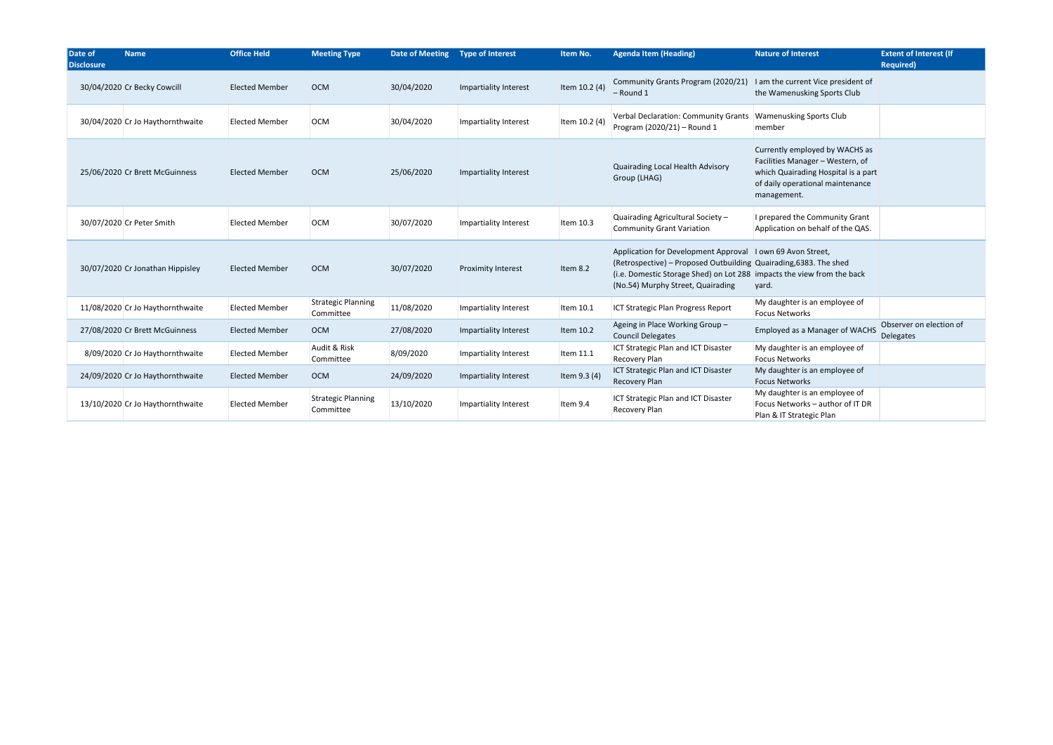| Date of Disclosure | Name | Office Held | Meeting Type | Date of Meeting | Type of Interest | Item No. | Agenda Item (Heading) | Nature of Interest | Extent of Interest (If Required) |
|---|---|---|---|---|---|---|---|---|---|
| 30/04/2020 | Cr Becky Cowcill | Elected Member | OCM | 30/04/2020 | Impartiality Interest | Item 10.2 (4) | Community Grants Program (2020/21) – Round 1 | I am the current Vice president of the Wamenusking Sports Club | |
| 30/04/2020 | Cr Jo Haythornthwaite | Elected Member | OCM | 30/04/2020 | Impartiality Interest | Item 10.2 (4) | Verbal Declaration: Community Grants Program (2020/21) – Round 1 | Wamenusking Sports Club member | |
| 25/06/2020 | Cr Brett McGuinness | Elected Member | OCM | 25/06/2020 | Impartiality Interest | | Quairading Local Health Advisory Group (LHAG) | Currently employed by WACHS as Facilities Manager – Western, of which Quairading Hospital is a part of daily operational maintenance management. | |
| 30/07/2020 | Cr Peter Smith | Elected Member | OCM | 30/07/2020 | Impartiality Interest | Item 10.3 | Quairading Agricultural Society – Community Grant Variation | I prepared the Community Grant Application on behalf of the QAS. | |
| 30/07/2020 | Cr Jonathan Hippisley | Elected Member | OCM | 30/07/2020 | Proximity Interest | Item 8.2 | Application for Development Approval (Retrospective) – Proposed Outbuilding (i.e. Domestic Storage Shed) on Lot 288 (No.54) Murphy Street, Quairading | I own 69 Avon Street, Quairading,6383. The shed impacts the view from the back yard. | |
| 11/08/2020 | Cr Jo Haythornthwaite | Elected Member | Strategic Planning Committee | 11/08/2020 | Impartiality Interest | Item 10.1 | ICT Strategic Plan Progress Report | My daughter is an employee of Focus Networks | |
| 27/08/2020 | Cr Brett McGuinness | Elected Member | OCM | 27/08/2020 | Impartiality Interest | Item 10.2 | Ageing in Place Working Group – Council Delegates | Employed as a Manager of WACHS | Observer on election of Delegates |
| 8/09/2020 | Cr Jo Haythornthwaite | Elected Member | Audit & Risk Committee | 8/09/2020 | Impartiality Interest | Item 11.1 | ICT Strategic Plan and ICT Disaster Recovery Plan | My daughter is an employee of Focus Networks | |
| 24/09/2020 | Cr Jo Haythornthwaite | Elected Member | OCM | 24/09/2020 | Impartiality Interest | Item 9.3 (4) | ICT Strategic Plan and ICT Disaster Recovery Plan | My daughter is an employee of Focus Networks | |
| 13/10/2020 | Cr Jo Haythornthwaite | Elected Member | Strategic Planning Committee | 13/10/2020 | Impartiality Interest | Item 9.4 | ICT Strategic Plan and ICT Disaster Recovery Plan | My daughter is an employee of Focus Networks – author of IT DR Plan & IT Strategic Plan | |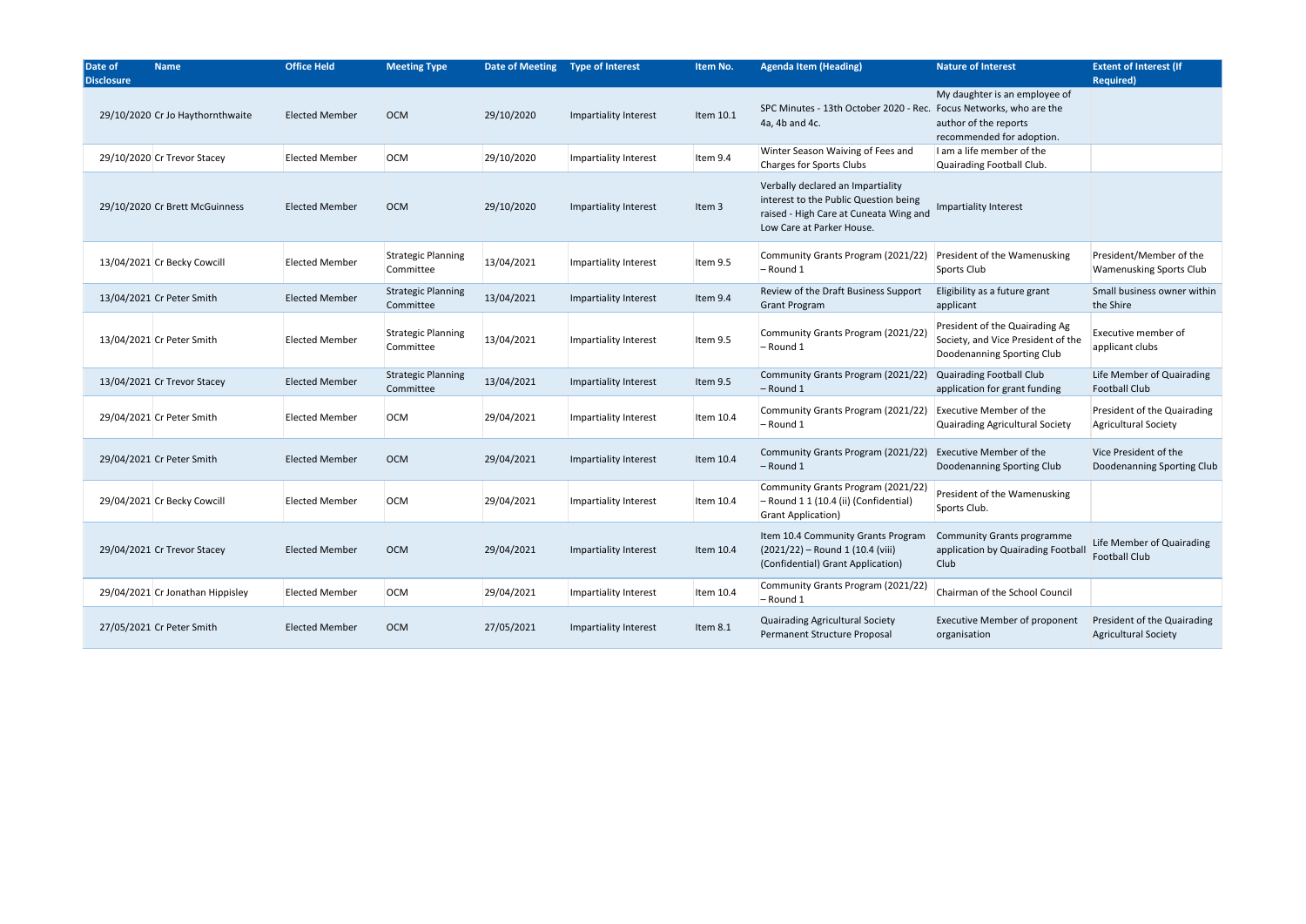| Date of Disclosure | Name | Office Held | Meeting Type | Date of Meeting | Type of Interest | Item No. | Agenda Item (Heading) | Nature of Interest | Extent of Interest (If Required) |
|---|---|---|---|---|---|---|---|---|---|
| 29/10/2020 | Cr Jo Haythornthwaite | Elected Member | OCM | 29/10/2020 | Impartiality Interest | Item 10.1 | SPC Minutes - 13th October 2020 - Rec. 4a, 4b and 4c. | My daughter is an employee of Focus Networks, who are the author of the reports recommended for adoption. | |
| 29/10/2020 | Cr Trevor Stacey | Elected Member | OCM | 29/10/2020 | Impartiality Interest | Item 9.4 | Winter Season Waiving of Fees and Charges for Sports Clubs | I am a life member of the Quairading Football Club. | |
| 29/10/2020 | Cr Brett McGuinness | Elected Member | OCM | 29/10/2020 | Impartiality Interest | Item 3 | Verbally declared an Impartiality interest to the Public Question being raised - High Care at Cuneata Wing and Low Care at Parker House. | Impartiality Interest | |
| 13/04/2021 | Cr Becky Cowcill | Elected Member | Strategic Planning Committee | 13/04/2021 | Impartiality Interest | Item 9.5 | Community Grants Program (2021/22) – Round 1 | President of the Wamenusking Sports Club | President/Member of the Wamenusking Sports Club |
| 13/04/2021 | Cr Peter Smith | Elected Member | Strategic Planning Committee | 13/04/2021 | Impartiality Interest | Item 9.4 | Review of the Draft Business Support Grant Program | Eligibility as a future grant applicant | Small business owner within the Shire |
| 13/04/2021 | Cr Peter Smith | Elected Member | Strategic Planning Committee | 13/04/2021 | Impartiality Interest | Item 9.5 | Community Grants Program (2021/22) – Round 1 | President of the Quairading Ag Society, and Vice President of the Doodenanning Sporting Club | Executive member of applicant clubs |
| 13/04/2021 | Cr Trevor Stacey | Elected Member | Strategic Planning Committee | 13/04/2021 | Impartiality Interest | Item 9.5 | Community Grants Program (2021/22) – Round 1 | Quairading Football Club application for grant funding | Life Member of Quairading Football Club |
| 29/04/2021 | Cr Peter Smith | Elected Member | OCM | 29/04/2021 | Impartiality Interest | Item 10.4 | Community Grants Program (2021/22) – Round 1 | Executive Member of the Quairading Agricultural Society | President of the Quairading Agricultural Society |
| 29/04/2021 | Cr Peter Smith | Elected Member | OCM | 29/04/2021 | Impartiality Interest | Item 10.4 | Community Grants Program (2021/22) – Round 1 | Executive Member of the Doodenanning Sporting Club | Vice President of the Doodenanning Sporting Club |
| 29/04/2021 | Cr Becky Cowcill | Elected Member | OCM | 29/04/2021 | Impartiality Interest | Item 10.4 | Community Grants Program (2021/22) – Round 1 1 (10.4 (ii) (Confidential) Grant Application) | President of the Wamenusking Sports Club. | |
| 29/04/2021 | Cr Trevor Stacey | Elected Member | OCM | 29/04/2021 | Impartiality Interest | Item 10.4 | Item 10.4 Community Grants Program (2021/22) – Round 1 (10.4 (viii) (Confidential) Grant Application) | Community Grants programme application by Quairading Football Club | Life Member of Quairading Football Club |
| 29/04/2021 | Cr Jonathan Hippisley | Elected Member | OCM | 29/04/2021 | Impartiality Interest | Item 10.4 | Community Grants Program (2021/22) – Round 1 | Chairman of the School Council | |
| 27/05/2021 | Cr Peter Smith | Elected Member | OCM | 27/05/2021 | Impartiality Interest | Item 8.1 | Quairading Agricultural Society Permanent Structure Proposal | Executive Member of proponent organisation | President of the Quairading Agricultural Society |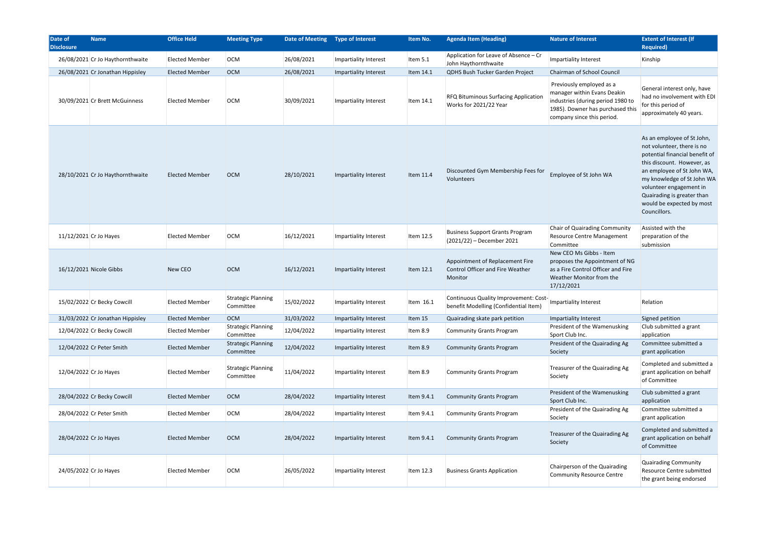| Date of Disclosure | Name | Office Held | Meeting Type | Date of Meeting | Type of Interest | Item No. | Agenda Item (Heading) | Nature of Interest | Extent of Interest (If Required) |
|---|---|---|---|---|---|---|---|---|---|
| 26/08/2021 | Cr Jo Haythornthwaite | Elected Member | OCM | 26/08/2021 | Impartiality Interest | Item 5.1 | Application for Leave of Absence – Cr John Haythornthwaite | Impartiality Interest | Kinship |
| 26/08/2021 | Cr Jonathan Hippisley | Elected Member | OCM | 26/08/2021 | Impartiality Interest | Item 14.1 | QDHS Bush Tucker Garden Project | Chairman of School Council | |
| 30/09/2021 | Cr Brett McGuinness | Elected Member | OCM | 30/09/2021 | Impartiality Interest | Item 14.1 | RFQ Bituminous Surfacing Application Works for 2021/22 Year | Previously employed as a manager within Evans Deakin industries (during period 1980 to 1985). Downer has purchased this company since this period. | General interest only, have had no involvement with EDI for this period of approximately 40 years. |
| 28/10/2021 | Cr Jo Haythornthwaite | Elected Member | OCM | 28/10/2021 | Impartiality Interest | Item 11.4 | Discounted Gym Membership Fees for Volunteers | Employee of St John WA | As an employee of St John, not volunteer, there is no potential financial benefit of this discount. However, as an employee of St John WA, my knowledge of St John WA volunteer engagement in Quairading is greater than would be expected by most Councillors. |
| 11/12/2021 | Cr Jo Hayes | Elected Member | OCM | 16/12/2021 | Impartiality Interest | Item 12.5 | Business Support Grants Program (2021/22) – December 2021 | Chair of Quairading Community Resource Centre Management Committee | Assisted with the preparation of the submission |
| 16/12/2021 | Nicole Gibbs | New CEO | OCM | 16/12/2021 | Impartiality Interest | Item 12.1 | Appointment of Replacement Fire Control Officer and Fire Weather Monitor | New CEO Ms Gibbs - Item proposes the Appointment of NG as a Fire Control Officer and Fire Weather Monitor from the 17/12/2021 | |
| 15/02/2022 | Cr Becky Cowcill | Elected Member | Strategic Planning Committee | 15/02/2022 | Impartiality Interest | Item 16.1 | Continuous Quality Improvement: Cost-benefit Modelling (Confidential Item) | Impartiality Interest | Relation |
| 31/03/2022 | Cr Jonathan Hippisley | Elected Member | OCM | 31/03/2022 | Impartiality Interest | Item 15 | Quairading skate park petition | Impartiality Interest | Signed petition |
| 12/04/2022 | Cr Becky Cowcill | Elected Member | Strategic Planning Committee | 12/04/2022 | Impartiality Interest | Item 8.9 | Community Grants Program | President of the Wamenusking Sport Club Inc. | Club submitted a grant application |
| 12/04/2022 | Cr Peter Smith | Elected Member | Strategic Planning Committee | 12/04/2022 | Impartiality Interest | Item 8.9 | Community Grants Program | President of the Quairading Ag Society | Committee submitted a grant application |
| 12/04/2022 | Cr Jo Hayes | Elected Member | Strategic Planning Committee | 11/04/2022 | Impartiality Interest | Item 8.9 | Community Grants Program | Treasurer of the Quairading Ag Society | Completed and submitted a grant application on behalf of Committee |
| 28/04/2022 | Cr Becky Cowcill | Elected Member | OCM | 28/04/2022 | Impartiality Interest | Item 9.4.1 | Community Grants Program | President of the Wamenusking Sport Club Inc. | Club submitted a grant application |
| 28/04/2022 | Cr Peter Smith | Elected Member | OCM | 28/04/2022 | Impartiality Interest | Item 9.4.1 | Community Grants Program | President of the Quairading Ag Society | Committee submitted a grant application |
| 28/04/2022 | Cr Jo Hayes | Elected Member | OCM | 28/04/2022 | Impartiality Interest | Item 9.4.1 | Community Grants Program | Treasurer of the Quairading Ag Society | Completed and submitted a grant application on behalf of Committee |
| 24/05/2022 | Cr Jo Hayes | Elected Member | OCM | 26/05/2022 | Impartiality Interest | Item 12.3 | Business Grants Application | Chairperson of the Quairading Community Resource Centre | Quairading Community Resource Centre submitted the grant being endorsed |